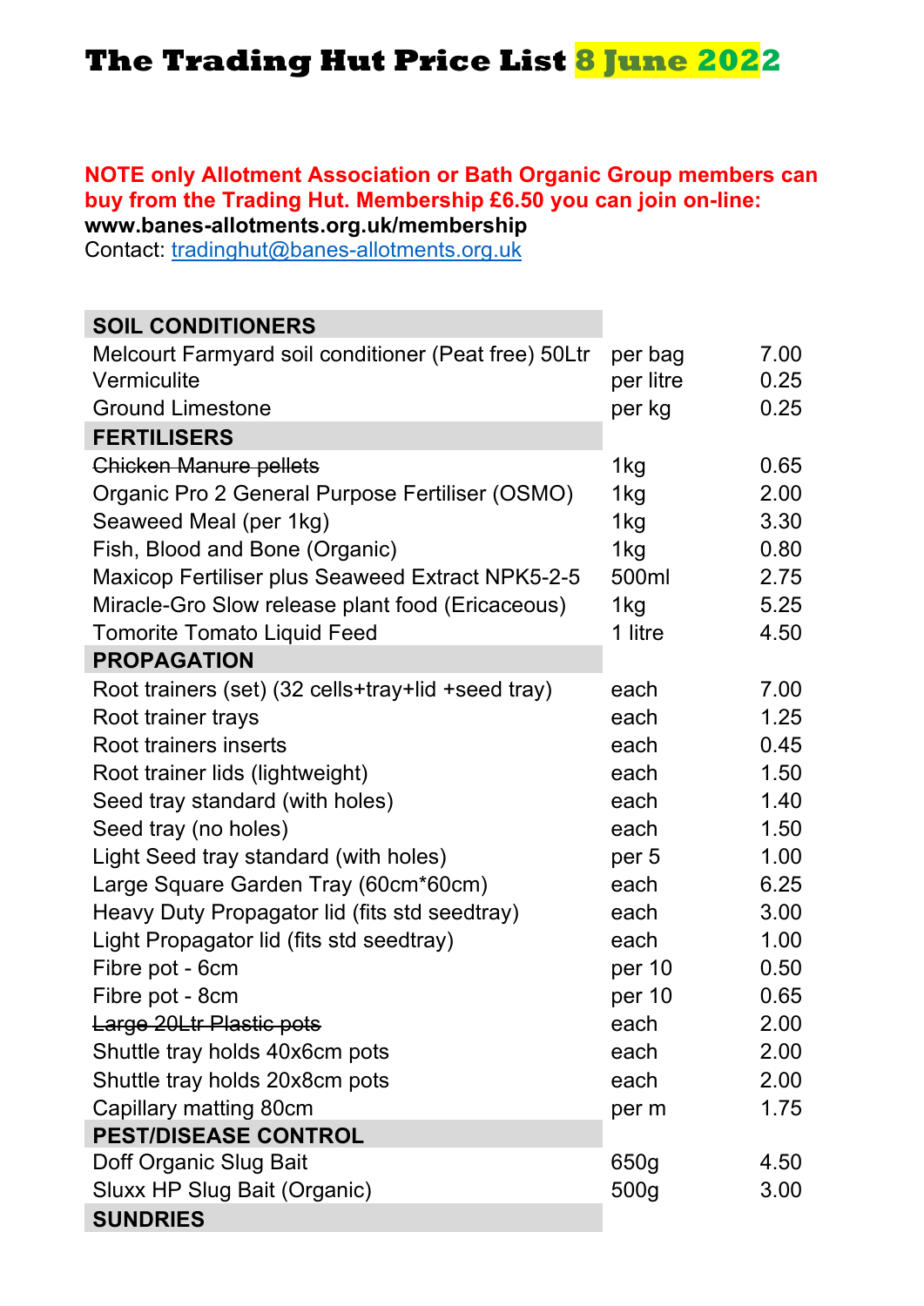# The Trading Hut Price List 8 June 2022

**NOTE only Allotment Association or Bath Organic Group members can buy from the Trading Hut. Membership £6.50 you can join on-line:**
**www.banes-allotments.org.uk/membership**
Contact: tradinghut@banes-allotments.org.uk

| **SOIL CONDITIONERS** | | |
|---|---|---|
| Melcourt Farmyard soil conditioner (Peat free) 50Ltr | per bag | 7.00 |
| Vermiculite | per litre | 0.25 |
| Ground Limestone | per kg | 0.25 |
| **FERTILISERS** | | |
| ~~Chicken Manure pellets~~ | 1kg | 0.65 |
| Organic Pro 2 General Purpose Fertiliser (OSMO) | 1kg | 2.00 |
| Seaweed Meal (per 1kg) | 1kg | 3.30 |
| Fish, Blood and Bone (Organic) | 1kg | 0.80 |
| Maxicop Fertiliser plus Seaweed Extract NPK5-2-5 | 500ml | 2.75 |
| Miracle-Gro Slow release plant food (Ericaceous) | 1kg | 5.25 |
| Tomorite Tomato Liquid Feed | 1 litre | 4.50 |
| **PROPAGATION** | | |
| Root trainers (set) (32 cells+tray+lid +seed tray) | each | 7.00 |
| Root trainer trays | each | 1.25 |
| Root trainers inserts | each | 0.45 |
| Root trainer lids (lightweight) | each | 1.50 |
| Seed tray standard (with holes) | each | 1.40 |
| Seed tray (no holes) | each | 1.50 |
| Light Seed tray standard (with holes) | per 5 | 1.00 |
| Large Square Garden Tray (60cm*60cm) | each | 6.25 |
| Heavy Duty Propagator lid (fits std seedtray) | each | 3.00 |
| Light Propagator lid (fits std seedtray) | each | 1.00 |
| Fibre pot - 6cm | per 10 | 0.50 |
| Fibre pot - 8cm | per 10 | 0.65 |
| ~~Large 20Ltr Plastic pots~~ | each | 2.00 |
| Shuttle tray holds 40x6cm pots | each | 2.00 |
| Shuttle tray holds 20x8cm pots | each | 2.00 |
| Capillary matting 80cm | per m | 1.75 |
| **PEST/DISEASE CONTROL** | | |
| Doff Organic Slug Bait | 650g | 4.50 |
| Sluxx HP Slug Bait (Organic) | 500g | 3.00 |
| **SUNDRIES** | | |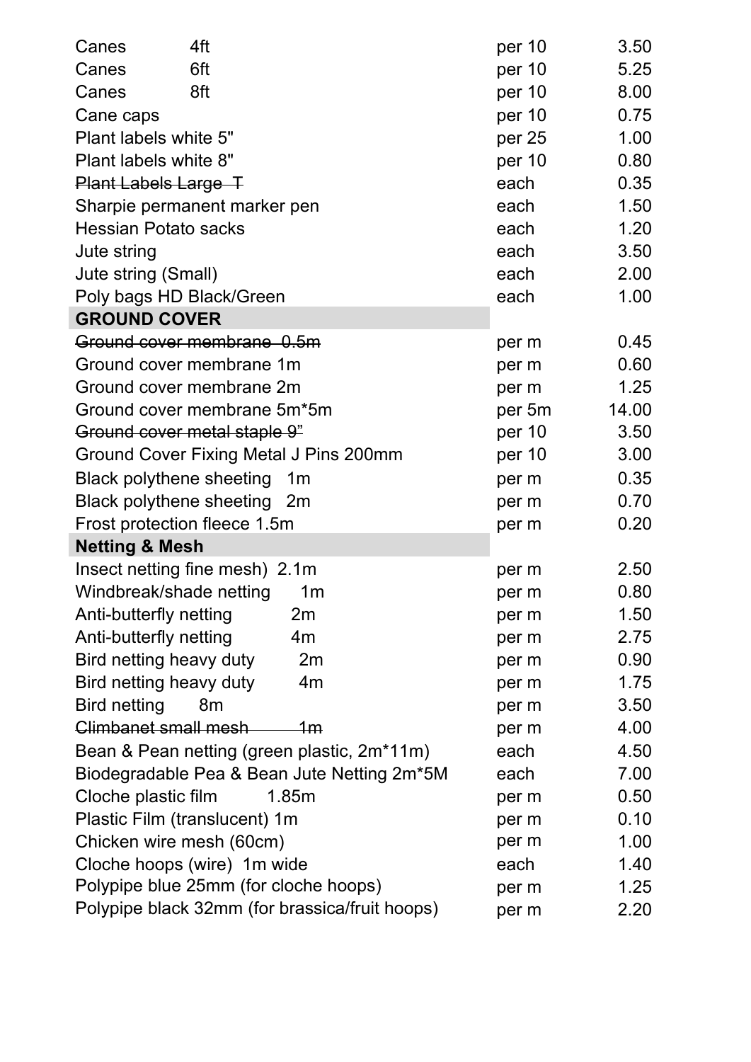| | | | |
|---|---|---|---|
| Canes | 4ft | per 10 | 3.50 |
| Canes | 6ft | per 10 | 5.25 |
| Canes | 8ft | per 10 | 8.00 |
| Cane caps | | per 10 | 0.75 |
| Plant labels white 5" | | per 25 | 1.00 |
| Plant labels white 8" | | per 10 | 0.80 |
| ~~Plant Labels Large T~~ | | each | 0.35 |
| Sharpie permanent marker pen | | each | 1.50 |
| Hessian Potato sacks | | each | 1.20 |
| Jute string | | each | 3.50 |
| Jute string (Small) | | each | 2.00 |
| Poly bags HD Black/Green | | each | 1.00 |
| **GROUND COVER** | | | |
| ~~Ground cover membrane 0.5m~~ | | per m | 0.45 |
| Ground cover membrane 1m | | per m | 0.60 |
| Ground cover membrane 2m | | per m | 1.25 |
| Ground cover membrane 5m*5m | | per 5m | 14.00 |
| ~~Ground cover metal staple 9"~~ | | per 10 | 3.50 |
| Ground Cover Fixing Metal J Pins 200mm | | per 10 | 3.00 |
| Black polythene sheeting | 1m | per m | 0.35 |
| Black polythene sheeting | 2m | per m | 0.70 |
| Frost protection fleece 1.5m | | per m | 0.20 |
| **Netting & Mesh** | | | |
| Insect netting fine mesh) 2.1m | | per m | 2.50 |
| Windbreak/shade netting | 1m | per m | 0.80 |
| Anti-butterfly netting | 2m | per m | 1.50 |
| Anti-butterfly netting | 4m | per m | 2.75 |
| Bird netting heavy duty | 2m | per m | 0.90 |
| Bird netting heavy duty | 4m | per m | 1.75 |
| Bird netting | 8m | per m | 3.50 |
| ~~Climbanet small mesh~~ | ~~1m~~ | per m | 4.00 |
| Bean & Pean netting (green plastic, 2m*11m) | | each | 4.50 |
| Biodegradable Pea & Bean Jute Netting 2m*5M | | each | 7.00 |
| Cloche plastic film | 1.85m | per m | 0.50 |
| Plastic Film (translucent) 1m | | per m | 0.10 |
| Chicken wire mesh (60cm) | | per m | 1.00 |
| Cloche hoops (wire) 1m wide | | each | 1.40 |
| Polypipe blue 25mm (for cloche hoops) | | per m | 1.25 |
| Polypipe black 32mm (for brassica/fruit hoops) | | per m | 2.20 |